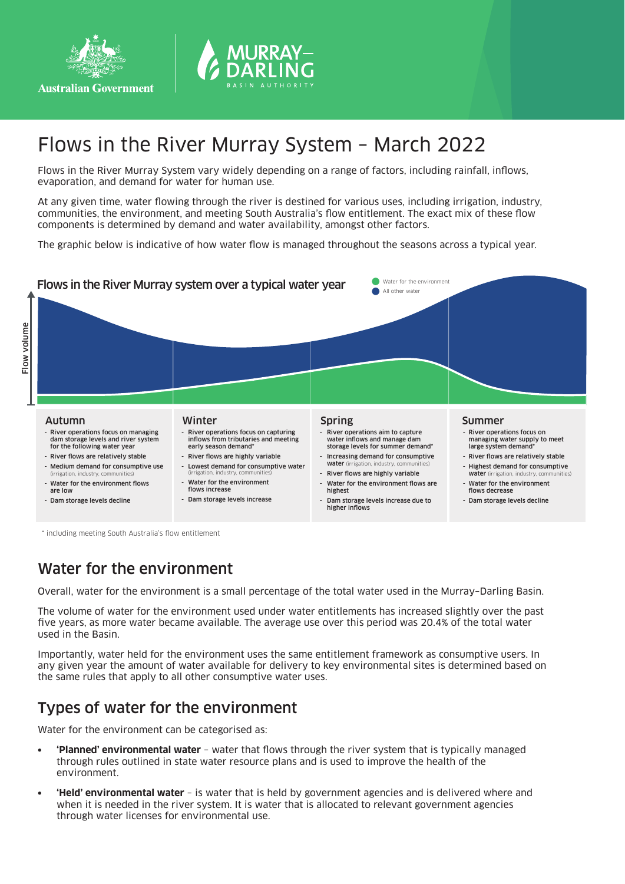# Flows in the River Murray System – March 2022

Flows in the River Murray System vary widely depending on a range of factors, including rainfall, inflows, evaporation, and demand for water for human use.

At any given time, water flowing through the river is destined for various uses, including irrigation, industry, communities, the environment, and meeting South Australia's flow entitlement. The exact mix of these flow components is determined by demand and water availability, amongst other factors.

The graphic below is indicative of how water flow is managed throughout the seasons across a typical year.

**Flows in the River Murray system over a typical water year**

Water for the environment
All other water

Flow volume

### Autumn

- River operations focus on managing dam storage levels and river system for the following water year
- River flows are relatively stable
- Medium demand for consumptive use (irrigation, industry, communities)
- Water for the environment flows are low
- Dam storage levels decline

### Winter

- River operations focus on capturing inflows from tributaries and meeting early season demand*
- River flows are highly variable
- Lowest demand for consumptive water (irrigation, industry, communities)
- Water for the environment flows increase
- Dam storage levels increase

### Spring

- River operations aim to capture water inflows and manage dam storage levels for summer demand*
- Increasing demand for consumptive water (irrigation, industry, communities)
- River flows are highly variable
- Water for the environment flows are highest
- Dam storage levels increase due to higher inflows

### Summer

- River operations focus on managing water supply to meet large system demand*
- River flows are relatively stable
- Highest demand for consumptive water (irrigation, industry, communities)
- Water for the environment flows decrease
- Dam storage levels decline

\* including meeting South Australia's flow entitlement

## Water for the environment

Overall, water for the environment is a small percentage of the total water used in the Murray–Darling Basin.

The volume of water for the environment used under water entitlements has increased slightly over the past five years, as more water became available. The average use over this period was 20.4% of the total water used in the Basin.

Importantly, water held for the environment uses the same entitlement framework as consumptive users. In any given year the amount of water available for delivery to key environmental sites is determined based on the same rules that apply to all other consumptive water uses.

## Types of water for the environment

Water for the environment can be categorised as:

- **'Planned' environmental water** – water that flows through the river system that is typically managed through rules outlined in state water resource plans and is used to improve the health of the environment.
- **'Held' environmental water** – is water that is held by government agencies and is delivered where and when it is needed in the river system. It is water that is allocated to relevant government agencies through water licenses for environmental use.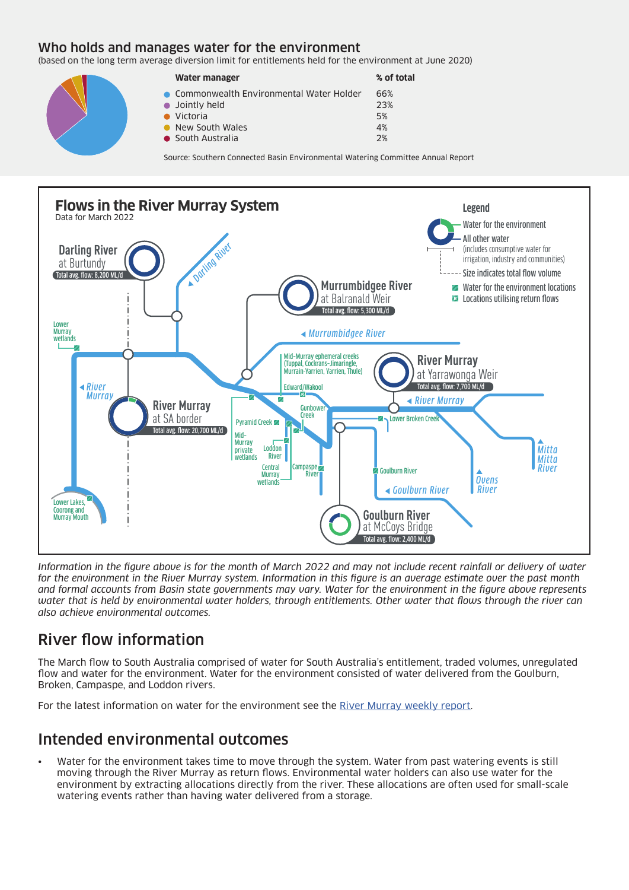## Who holds and manages water for the environment

(based on the long term average diversion limit for entitlements held for the environment at June 2020)

| Water manager | % of total |
|---|---|
| Commonwealth Environmental Water Holder | 66% |
| Jointly held | 23% |
| Victoria | 5% |
| New South Wales | 4% |
| South Australia | 2% |

Source: Southern Connected Basin Environmental Watering Committee Annual Report

**Flows in the River Murray System**
Data for March 2022

Legend: Water for the environment; All other water (includes consumptive water for irrigation, industry and communities); Size indicates total flow volume; Water for the environment locations; Locations utilising return flows

- Darling River at Burtundy — Total avg. flow: 8,200 ML/d
- Murrumbidgee River at Balranald Weir — Total avg. flow: 5,300 ML/d
- River Murray at Yarrawonga Weir — Total avg. flow: 7,700 ML/d
- River Murray at SA border — Total avg. flow: 20,700 ML/d
- Goulburn River at McCoys Bridge — Total avg. flow: 2,400 ML/d

Darling River; Murrumbidgee River; River Murray; Lower Murray wetlands; Mid-Murray ephemeral creeks (Tuppal, Cockrans-Jimaringle, Murrain-Yarrien, Yarrien, Thule); Edward/Wakool; Gunbower Creek; Pyramid Creek; Mid-Murray private wetlands; Loddon River; Central Murray wetlands; Campaspe River; Lower Broken Creek; Goulburn River; Ovens River; Mitta Mitta River; Lower Lakes, Coorong and Murray Mouth

*Information in the figure above is for the month of March 2022 and may not include recent rainfall or delivery of water for the environment in the River Murray system. Information in this figure is an average estimate over the past month and formal accounts from Basin state governments may vary. Water for the environment in the figure above represents water that is held by environmental water holders, through entitlements. Other water that flows through the river can also achieve environmental outcomes.*

## River flow information

The March flow to South Australia comprised of water for South Australia's entitlement, traded volumes, unregulated flow and water for the environment. Water for the environment consisted of water delivered from the Goulburn, Broken, Campaspe, and Loddon rivers.

For the latest information on water for the environment see the River Murray weekly report.

## Intended environmental outcomes

- Water for the environment takes time to move through the system. Water from past watering events is still moving through the River Murray as return flows. Environmental water holders can also use water for the environment by extracting allocations directly from the river. These allocations are often used for small-scale watering events rather than having water delivered from a storage.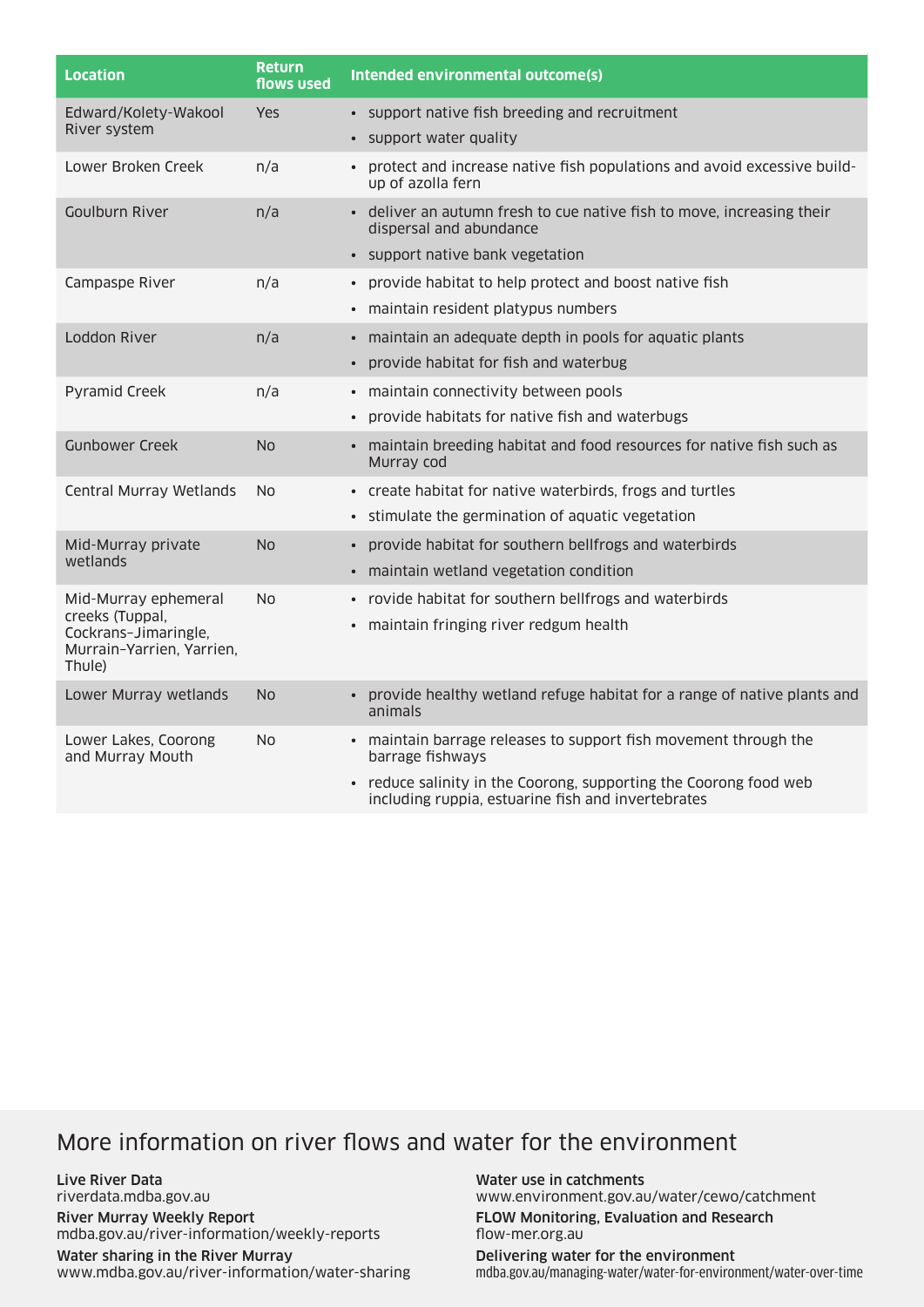| Location | Return flows used | Intended environmental outcome(s) |
|---|---|---|
| Edward/Kolety-Wakool River system | Yes | • support native fish breeding and recruitment<br>• support water quality |
| Lower Broken Creek | n/a | • protect and increase native fish populations and avoid excessive build-up of azolla fern |
| Goulburn River | n/a | • deliver an autumn fresh to cue native fish to move, increasing their dispersal and abundance<br>• support native bank vegetation |
| Campaspe River | n/a | • provide habitat to help protect and boost native fish<br>• maintain resident platypus numbers |
| Loddon River | n/a | • maintain an adequate depth in pools for aquatic plants<br>• provide habitat for fish and waterbug |
| Pyramid Creek | n/a | • maintain connectivity between pools<br>• provide habitats for native fish and waterbugs |
| Gunbower Creek | No | • maintain breeding habitat and food resources for native fish such as Murray cod |
| Central Murray Wetlands | No | • create habitat for native waterbirds, frogs and turtles<br>• stimulate the germination of aquatic vegetation |
| Mid-Murray private wetlands | No | • provide habitat for southern bellfrogs and waterbirds<br>• maintain wetland vegetation condition |
| Mid-Murray ephemeral creeks (Tuppal, Cockrans–Jimaringle, Murrain–Yarrien, Yarrien, Thule) | No | • rovide habitat for southern bellfrogs and waterbirds<br>• maintain fringing river redgum health |
| Lower Murray wetlands | No | • provide healthy wetland refuge habitat for a range of native plants and animals |
| Lower Lakes, Coorong and Murray Mouth | No | • maintain barrage releases to support fish movement through the barrage fishways<br>• reduce salinity in the Coorong, supporting the Coorong food web including ruppia, estuarine fish and invertebrates |

## More information on river flows and water for the environment

**Live River Data**
riverdata.mdba.gov.au

**River Murray Weekly Report**
mdba.gov.au/river-information/weekly-reports

**Water sharing in the River Murray**
www.mdba.gov.au/river-information/water-sharing

**Water use in catchments**
www.environment.gov.au/water/cewo/catchment

**FLOW Monitoring, Evaluation and Research**
flow-mer.org.au

**Delivering water for the environment**
mdba.gov.au/managing-water/water-for-environment/water-over-time